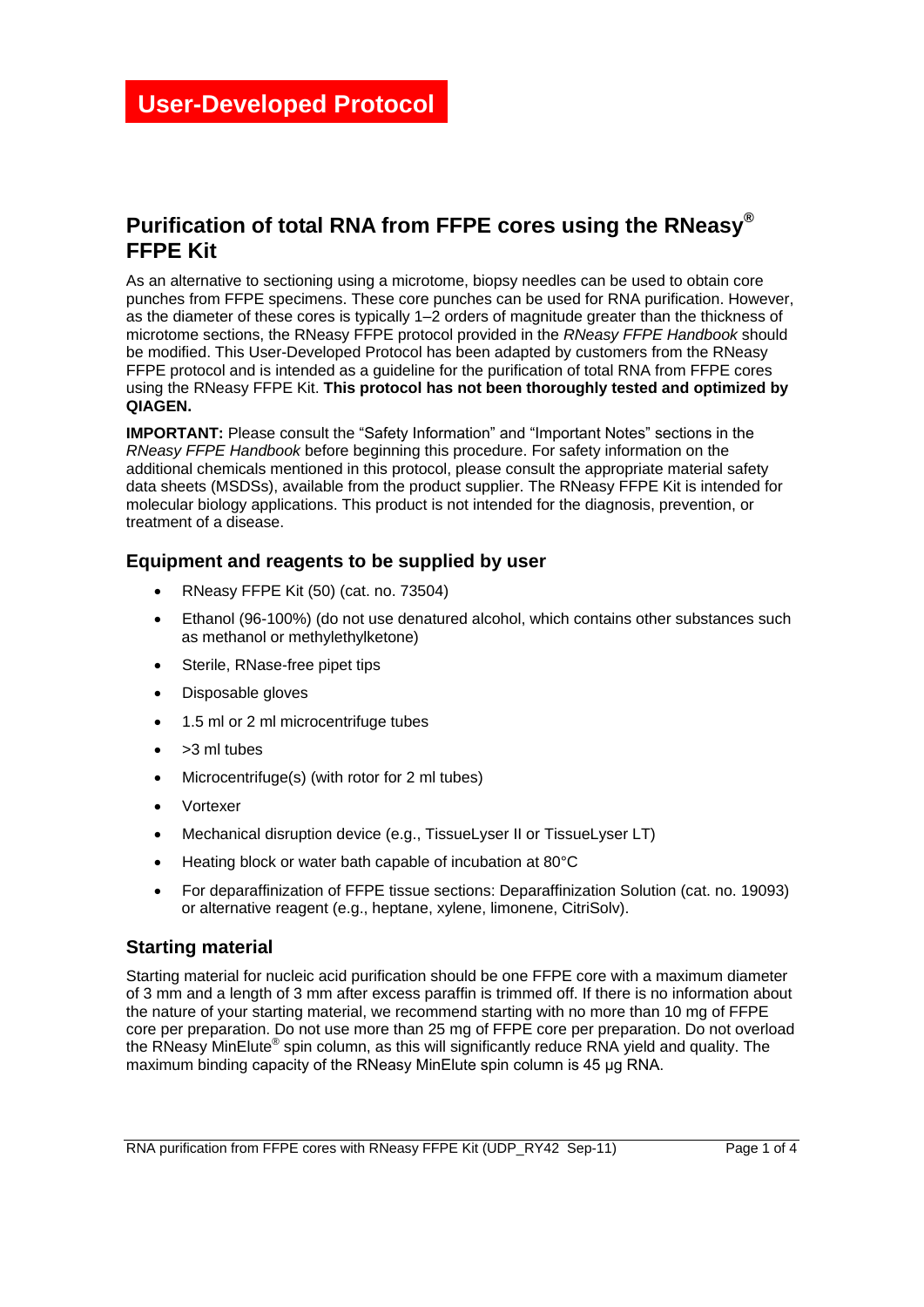# User-Developed Protocol

## Purification of total RNA from FFPE cores using the RNeasy® FFPE Kit

As an alternative to sectioning using a microtome, biopsy needles can be used to obtain core punches from FFPE specimens. These core punches can be used for RNA purification. However, as the diameter of these cores is typically 1–2 orders of magnitude greater than the thickness of microtome sections, the RNeasy FFPE protocol provided in the *RNeasy FFPE Handbook* should be modified. This User-Developed Protocol has been adapted by customers from the RNeasy FFPE protocol and is intended as a guideline for the purification of total RNA from FFPE cores using the RNeasy FFPE Kit. **This protocol has not been thoroughly tested and optimized by QIAGEN.**

**IMPORTANT:** Please consult the "Safety Information" and "Important Notes" sections in the *RNeasy FFPE Handbook* before beginning this procedure. For safety information on the additional chemicals mentioned in this protocol, please consult the appropriate material safety data sheets (MSDSs), available from the product supplier. The RNeasy FFPE Kit is intended for molecular biology applications. This product is not intended for the diagnosis, prevention, or treatment of a disease.

### Equipment and reagents to be supplied by user

- RNeasy FFPE Kit (50) (cat. no. 73504)
- Ethanol (96-100%) (do not use denatured alcohol, which contains other substances such as methanol or methylethylketone)
- Sterile, RNase-free pipet tips
- Disposable gloves
- 1.5 ml or 2 ml microcentrifuge tubes
- >3 ml tubes
- Microcentrifuge(s) (with rotor for 2 ml tubes)
- Vortexer
- Mechanical disruption device (e.g., TissueLyser II or TissueLyser LT)
- Heating block or water bath capable of incubation at 80°C
- For deparaffinization of FFPE tissue sections: Deparaffinization Solution (cat. no. 19093) or alternative reagent (e.g., heptane, xylene, limonene, CitriSolv).

### Starting material

Starting material for nucleic acid purification should be one FFPE core with a maximum diameter of 3 mm and a length of 3 mm after excess paraffin is trimmed off. If there is no information about the nature of your starting material, we recommend starting with no more than 10 mg of FFPE core per preparation. Do not use more than 25 mg of FFPE core per preparation. Do not overload the RNeasy MinElute® spin column, as this will significantly reduce RNA yield and quality. The maximum binding capacity of the RNeasy MinElute spin column is 45 µg RNA.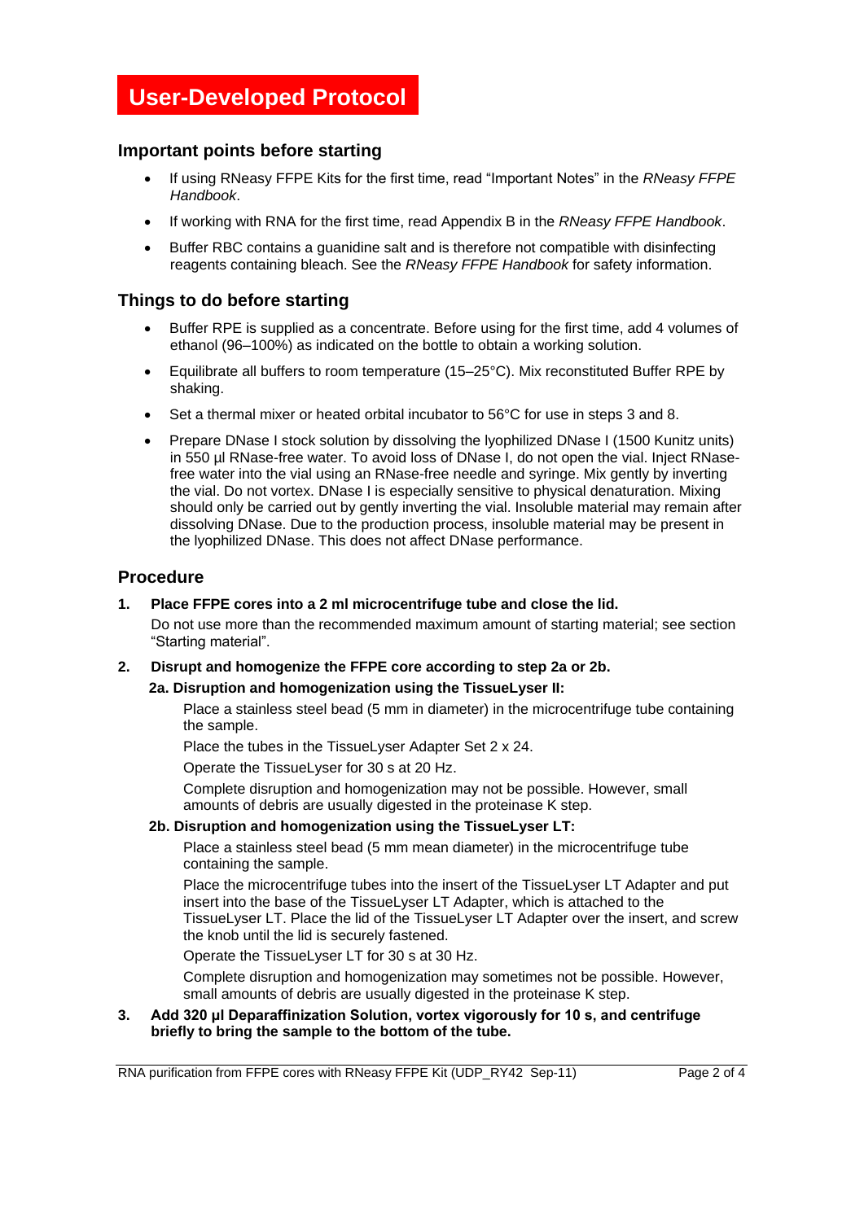# User-Developed Protocol

## Important points before starting

- If using RNeasy FFPE Kits for the first time, read “Important Notes” in the *RNeasy FFPE Handbook*.
- If working with RNA for the first time, read Appendix B in the *RNeasy FFPE Handbook*.
- Buffer RBC contains a guanidine salt and is therefore not compatible with disinfecting reagents containing bleach. See the *RNeasy FFPE Handbook* for safety information.

## Things to do before starting

- Buffer RPE is supplied as a concentrate. Before using for the first time, add 4 volumes of ethanol (96–100%) as indicated on the bottle to obtain a working solution.
- Equilibrate all buffers to room temperature (15–25°C). Mix reconstituted Buffer RPE by shaking.
- Set a thermal mixer or heated orbital incubator to 56°C for use in steps 3 and 8.
- Prepare DNase I stock solution by dissolving the lyophilized DNase I (1500 Kunitz units) in 550 µl RNase-free water. To avoid loss of DNase I, do not open the vial. Inject RNase-free water into the vial using an RNase-free needle and syringe. Mix gently by inverting the vial. Do not vortex. DNase I is especially sensitive to physical denaturation. Mixing should only be carried out by gently inverting the vial. Insoluble material may remain after dissolving DNase. Due to the production process, insoluble material may be present in the lyophilized DNase. This does not affect DNase performance.

## Procedure

1. **Place FFPE cores into a 2 ml microcentrifuge tube and close the lid.**

   Do not use more than the recommended maximum amount of starting material; see section “Starting material”.

2. **Disrupt and homogenize the FFPE core according to step 2a or 2b.**

   **2a. Disruption and homogenization using the TissueLyser II:**

   Place a stainless steel bead (5 mm in diameter) in the microcentrifuge tube containing the sample.

   Place the tubes in the TissueLyser Adapter Set 2 x 24.

   Operate the TissueLyser for 30 s at 20 Hz.

   Complete disruption and homogenization may not be possible. However, small amounts of debris are usually digested in the proteinase K step.

   **2b. Disruption and homogenization using the TissueLyser LT:**

   Place a stainless steel bead (5 mm mean diameter) in the microcentrifuge tube containing the sample.

   Place the microcentrifuge tubes into the insert of the TissueLyser LT Adapter and put insert into the base of the TissueLyser LT Adapter, which is attached to the TissueLyser LT. Place the lid of the TissueLyser LT Adapter over the insert, and screw the knob until the lid is securely fastened.

   Operate the TissueLyser LT for 30 s at 30 Hz.

   Complete disruption and homogenization may sometimes not be possible. However, small amounts of debris are usually digested in the proteinase K step.

3. **Add 320 µl Deparaffinization Solution, vortex vigorously for 10 s, and centrifuge briefly to bring the sample to the bottom of the tube.**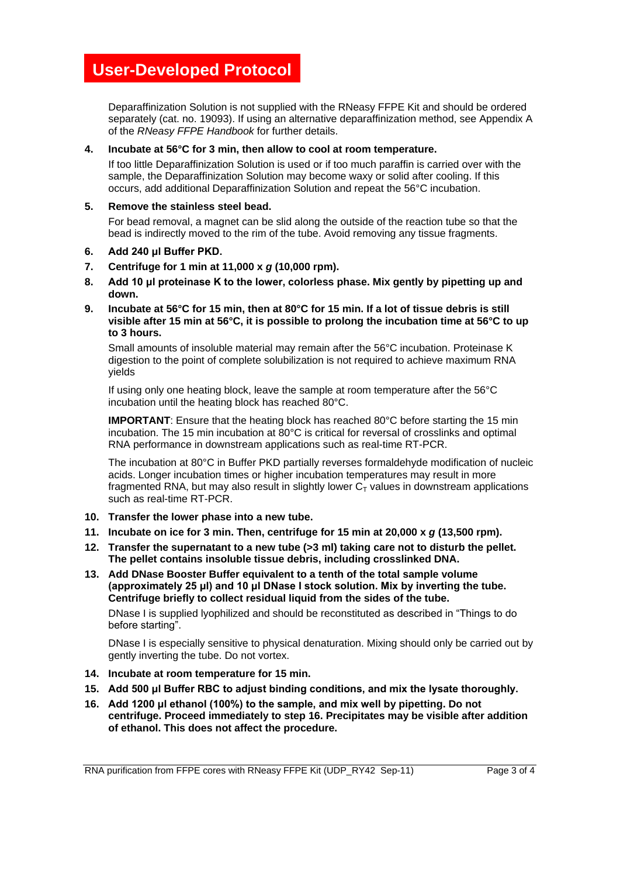# User-Developed Protocol

Deparaffinization Solution is not supplied with the RNeasy FFPE Kit and should be ordered separately (cat. no. 19093). If using an alternative deparaffinization method, see Appendix A of the *RNeasy FFPE Handbook* for further details.

4. **Incubate at 56°C for 3 min, then allow to cool at room temperature.**

   If too little Deparaffinization Solution is used or if too much paraffin is carried over with the sample, the Deparaffinization Solution may become waxy or solid after cooling. If this occurs, add additional Deparaffinization Solution and repeat the 56°C incubation.

5. **Remove the stainless steel bead.**

   For bead removal, a magnet can be slid along the outside of the reaction tube so that the bead is indirectly moved to the rim of the tube. Avoid removing any tissue fragments.

6. **Add 240 µl Buffer PKD.**
7. **Centrifuge for 1 min at 11,000 x *g* (10,000 rpm).**
8. **Add 10 µl proteinase K to the lower, colorless phase. Mix gently by pipetting up and down.**
9. **Incubate at 56°C for 15 min, then at 80°C for 15 min. If a lot of tissue debris is still visible after 15 min at 56°C, it is possible to prolong the incubation time at 56°C to up to 3 hours.**

   Small amounts of insoluble material may remain after the 56°C incubation. Proteinase K digestion to the point of complete solubilization is not required to achieve maximum RNA yields

   If using only one heating block, leave the sample at room temperature after the 56°C incubation until the heating block has reached 80°C.

   **IMPORTANT**: Ensure that the heating block has reached 80°C before starting the 15 min incubation. The 15 min incubation at 80°C is critical for reversal of crosslinks and optimal RNA performance in downstream applications such as real-time RT-PCR.

   The incubation at 80°C in Buffer PKD partially reverses formaldehyde modification of nucleic acids. Longer incubation times or higher incubation temperatures may result in more fragmented RNA, but may also result in slightly lower $C_T$ values in downstream applications such as real-time RT-PCR.

10. **Transfer the lower phase into a new tube.**
11. **Incubate on ice for 3 min. Then, centrifuge for 15 min at 20,000 x *g* (13,500 rpm).**
12. **Transfer the supernatant to a new tube (>3 ml) taking care not to disturb the pellet. The pellet contains insoluble tissue debris, including crosslinked DNA.**
13. **Add DNase Booster Buffer equivalent to a tenth of the total sample volume (approximately 25 µl) and 10 µl DNase I stock solution. Mix by inverting the tube. Centrifuge briefly to collect residual liquid from the sides of the tube.**

    DNase I is supplied lyophilized and should be reconstituted as described in "Things to do before starting".

    DNase I is especially sensitive to physical denaturation. Mixing should only be carried out by gently inverting the tube. Do not vortex.

14. **Incubate at room temperature for 15 min.**
15. **Add 500 µl Buffer RBC to adjust binding conditions, and mix the lysate thoroughly.**
16. **Add 1200 µl ethanol (100%) to the sample, and mix well by pipetting. Do not centrifuge. Proceed immediately to step 16. Precipitates may be visible after addition of ethanol. This does not affect the procedure.**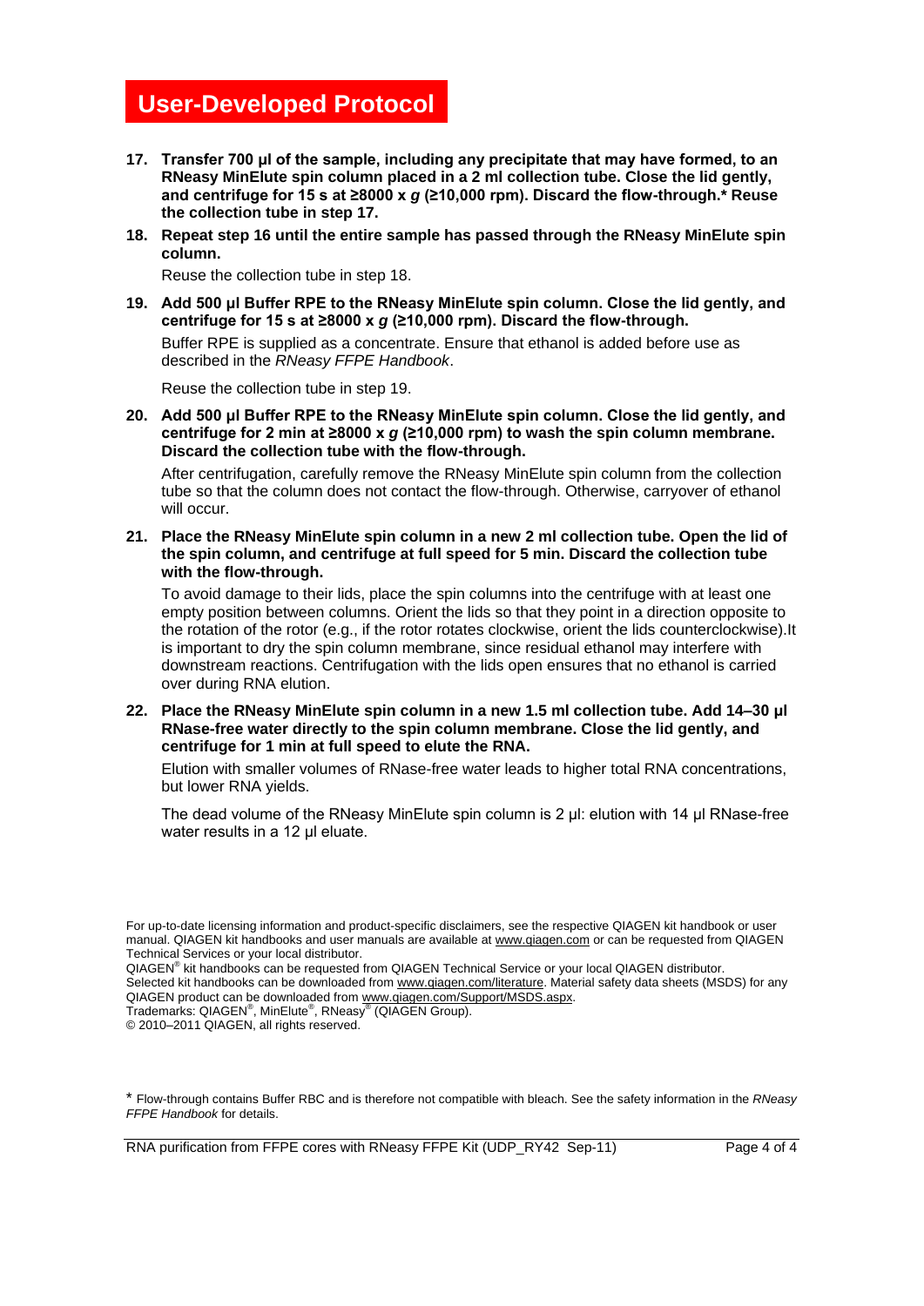# User-Developed Protocol

17. **Transfer 700 µl of the sample, including any precipitate that may have formed, to an RNeasy MinElute spin column placed in a 2 ml collection tube. Close the lid gently, and centrifuge for 15 s at ≥8000 x *g* (≥10,000 rpm). Discard the flow-through.* Reuse the collection tube in step 17.**

18. **Repeat step 16 until the entire sample has passed through the RNeasy MinElute spin column.**

    Reuse the collection tube in step 18.

19. **Add 500 µl Buffer RPE to the RNeasy MinElute spin column. Close the lid gently, and centrifuge for 15 s at ≥8000 x *g* (≥10,000 rpm). Discard the flow-through.**

    Buffer RPE is supplied as a concentrate. Ensure that ethanol is added before use as described in the *RNeasy FFPE Handbook*.

    Reuse the collection tube in step 19.

20. **Add 500 µl Buffer RPE to the RNeasy MinElute spin column. Close the lid gently, and centrifuge for 2 min at ≥8000 x *g* (≥10,000 rpm) to wash the spin column membrane. Discard the collection tube with the flow-through.**

    After centrifugation, carefully remove the RNeasy MinElute spin column from the collection tube so that the column does not contact the flow-through. Otherwise, carryover of ethanol will occur.

21. **Place the RNeasy MinElute spin column in a new 2 ml collection tube. Open the lid of the spin column, and centrifuge at full speed for 5 min. Discard the collection tube with the flow-through.**

    To avoid damage to their lids, place the spin columns into the centrifuge with at least one empty position between columns. Orient the lids so that they point in a direction opposite to the rotation of the rotor (e.g., if the rotor rotates clockwise, orient the lids counterclockwise).It is important to dry the spin column membrane, since residual ethanol may interfere with downstream reactions. Centrifugation with the lids open ensures that no ethanol is carried over during RNA elution.

22. **Place the RNeasy MinElute spin column in a new 1.5 ml collection tube. Add 14–30 µl RNase-free water directly to the spin column membrane. Close the lid gently, and centrifuge for 1 min at full speed to elute the RNA.**

    Elution with smaller volumes of RNase-free water leads to higher total RNA concentrations, but lower RNA yields.

    The dead volume of the RNeasy MinElute spin column is 2 µl: elution with 14 µl RNase-free water results in a 12 µl eluate.

For up-to-date licensing information and product-specific disclaimers, see the respective QIAGEN kit handbook or user manual. QIAGEN kit handbooks and user manuals are available at www.qiagen.com or can be requested from QIAGEN Technical Services or your local distributor.

QIAGEN® kit handbooks can be requested from QIAGEN Technical Service or your local QIAGEN distributor.
Selected kit handbooks can be downloaded from www.qiagen.com/literature. Material safety data sheets (MSDS) for any QIAGEN product can be downloaded from www.qiagen.com/Support/MSDS.aspx.
Trademarks: QIAGEN®, MinElute®, RNeasy® (QIAGEN Group).
© 2010–2011 QIAGEN, all rights reserved.

\* Flow-through contains Buffer RBC and is therefore not compatible with bleach. See the safety information in the *RNeasy FFPE Handbook* for details.

RNA purification from FFPE cores with RNeasy FFPE Kit (UDP_RY42 Sep-11)